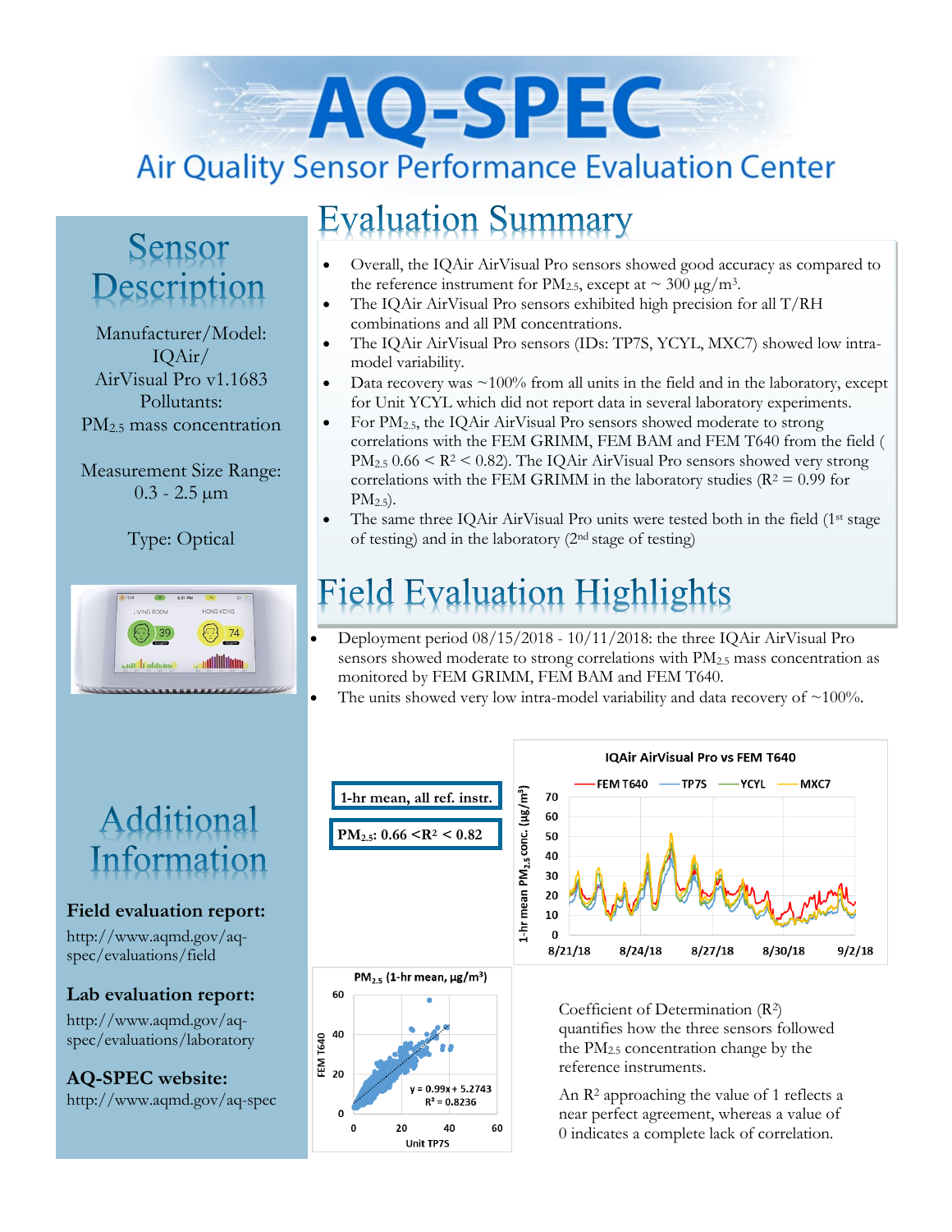# AQ-SPEC

## Air Quality Sensor Performance Evaluation Center

## Sensor Description

Manufacturer/Model: IQAir/ AirVisual Pro v1.1683

Pollutants: $PM_{2.5}$ mass concentration

Measurement Size Range: 0.3 - 2.5 µm

Type: Optical

## Evaluation Summary

- Overall, the IQAir AirVisual Pro sensors showed good accuracy as compared to the reference instrument for $PM_{2.5}$, except at ~ 300 µg/m³.
- The IQAir AirVisual Pro sensors exhibited high precision for all T/RH combinations and all PM concentrations.
- The IQAir AirVisual Pro sensors (IDs: TP7S, YCYL, MXC7) showed low intra-model variability.
- Data recovery was ~100% from all units in the field and in the laboratory, except for Unit YCYL which did not report data in several laboratory experiments.
- For $PM_{2.5}$, the IQAir AirVisual Pro sensors showed moderate to strong correlations with the FEM GRIMM, FEM BAM and FEM T640 from the field ( $PM_{2.5}$ $0.66 < R^2 < 0.82$). The IQAir AirVisual Pro sensors showed very strong correlations with the FEM GRIMM in the laboratory studies ($R^2 = 0.99$ for $PM_{2.5}$).
- The same three IQAir AirVisual Pro units were tested both in the field (1st stage of testing) and in the laboratory (2nd stage of testing)

## Field Evaluation Highlights

- Deployment period 08/15/2018 - 10/11/2018: the three IQAir AirVisual Pro sensors showed moderate to strong correlations with $PM_{2.5}$ mass concentration as monitored by FEM GRIMM, FEM BAM and FEM T640.
- The units showed very low intra-model variability and data recovery of ~100%.

**1-hr mean, all ref. instr.**

**$PM_{2.5}$: $0.66 < R^2 < 0.82$**

Coefficient of Determination ($R^2$) quantifies how the three sensors followed the $PM_{2.5}$ concentration change by the reference instruments.

An $R^2$ approaching the value of 1 reflects a near perfect agreement, whereas a value of 0 indicates a complete lack of correlation.

## Additional Information

**Field evaluation report:**
http://www.aqmd.gov/aq-spec/evaluations/field

**Lab evaluation report:**
http://www.aqmd.gov/aq-spec/evaluations/laboratory

**AQ-SPEC website:**
http://www.aqmd.gov/aq-spec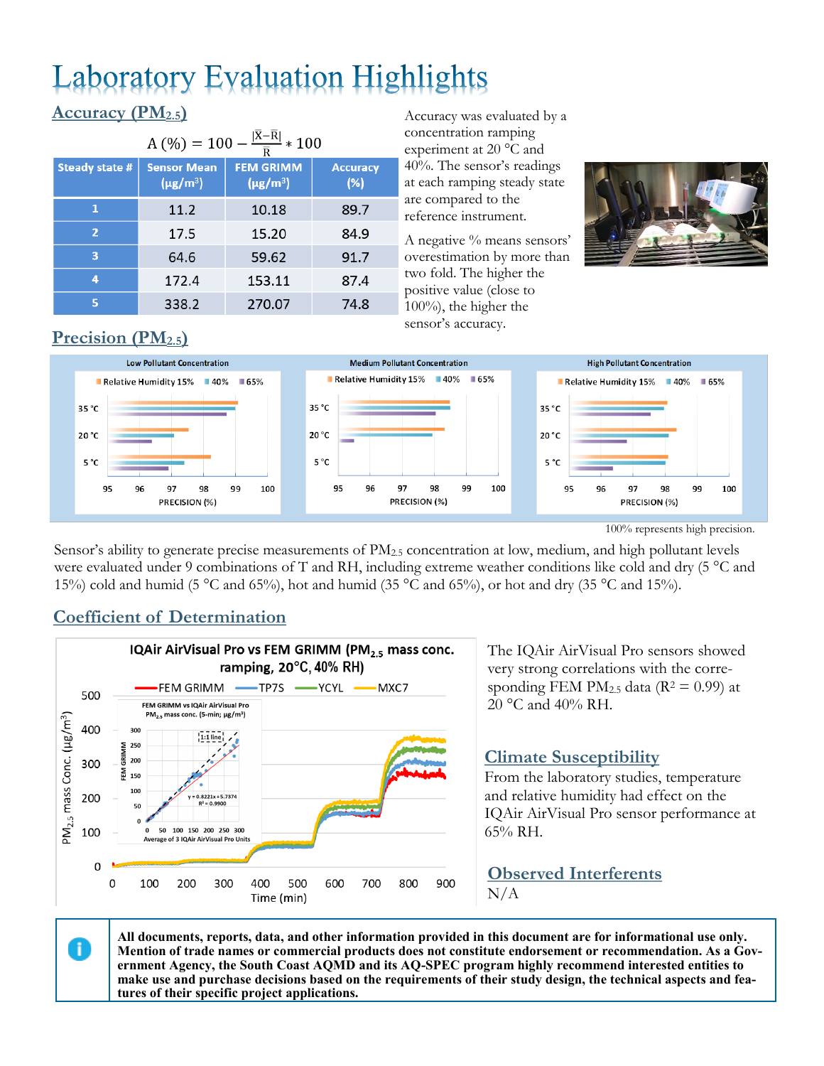# Laboratory Evaluation Highlights

## Accuracy ($PM_{2.5}$)

$$A\,(\%) = 100 - \frac{|\bar{X} - \bar{R}|}{\bar{R}} * 100$$

| Steady state # | Sensor Mean (µg/m³) | FEM GRIMM (µg/m³) | Accuracy (%) |
|---|---|---|---|
| 1 | 11.2 | 10.18 | 89.7 |
| 2 | 17.5 | 15.20 | 84.9 |
| 3 | 64.6 | 59.62 | 91.7 |
| 4 | 172.4 | 153.11 | 87.4 |
| 5 | 338.2 | 270.07 | 74.8 |

Accuracy was evaluated by a concentration ramping experiment at 20 °C and 40%. The sensor's readings at each ramping steady state are compared to the reference instrument.

A negative % means sensors' overestimation by more than two fold. The higher the positive value (close to 100%), the higher the sensor's accuracy.

## Precision ($PM_{2.5}$)

Low Pollutant Concentration

Relative Humidity 15% 40% 65%

35 °C

20 °C

5 °C

95 96 97 98 99 100

PRECISION (%)

Medium Pollutant Concentration

Relative Humidity 15% 40% 65%

35 °C

20 °C

5 °C

95 96 97 98 99 100

PRECISION (%)

High Pollutant Concentration

Relative Humidity 15% 40% 65%

35 °C

20 °C

5 °C

95 96 97 98 99 100

PRECISION (%)

100% represents high precision.

Sensor's ability to generate precise measurements of $PM_{2.5}$ concentration at low, medium, and high pollutant levels were evaluated under 9 combinations of T and RH, including extreme weather conditions like cold and dry (5 °C and 15%) cold and humid (5 °C and 65%), hot and humid (35 °C and 65%), or hot and dry (35 °C and 15%).

## Coefficient of Determination

IQAir AirVisual Pro vs FEM GRIMM ($PM_{2.5}$ mass conc. ramping, 20°C, 40% RH)

FEM GRIMM TP7S YCYL MXC7

$PM_{2.5}$ mass Conc. (µg/m³)

Time (min)

FEM GRIMM vs IQAir AirVisual Pro $PM_{2.5}$ mass conc. (5-min; µg/m³)

1:1 line

$y = 0.8221x + 5.7374$

$R^2 = 0.9900$

FEM GRIMM

Average of 3 IQAir AirVisual Pro Units

The IQAir AirVisual Pro sensors showed very strong correlations with the corresponding FEM $PM_{2.5}$ data ($R^2 = 0.99$) at 20 °C and 40% RH.

## Climate Susceptibility

From the laboratory studies, temperature and relative humidity had effect on the IQAir AirVisual Pro sensor performance at 65% RH.

## Observed Interferents

N/A

**All documents, reports, data, and other information provided in this document are for informational use only. Mention of trade names or commercial products does not constitute endorsement or recommendation. As a Government Agency, the South Coast AQMD and its AQ-SPEC program highly recommend interested entities to make use and purchase decisions based on the requirements of their study design, the technical aspects and features of their specific project applications.**